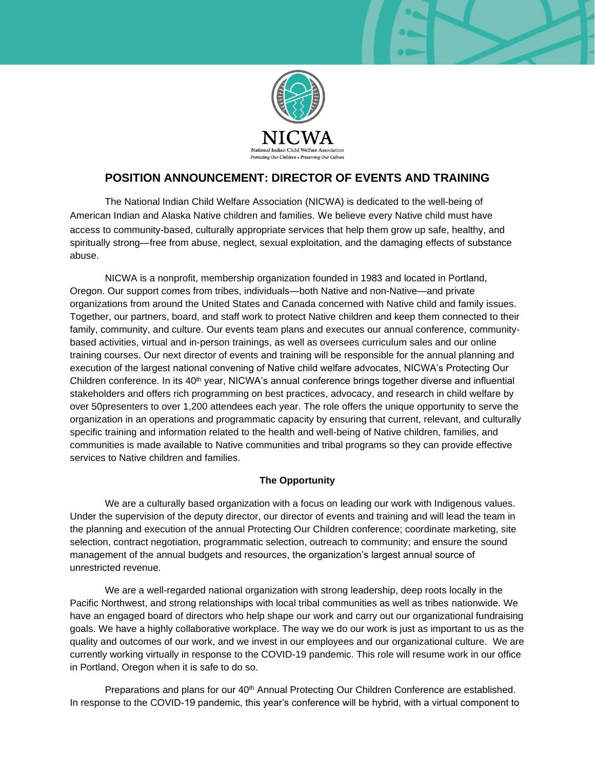NICWA

National Indian Child Welfare Association

*Protecting Our Children • Preserving Our Culture*

# POSITION ANNOUNCEMENT: DIRECTOR OF EVENTS AND TRAINING

The National Indian Child Welfare Association (NICWA) is dedicated to the well-being of American Indian and Alaska Native children and families. We believe every Native child must have access to community-based, culturally appropriate services that help them grow up safe, healthy, and spiritually strong—free from abuse, neglect, sexual exploitation, and the damaging effects of substance abuse.

NICWA is a nonprofit, membership organization founded in 1983 and located in Portland, Oregon. Our support comes from tribes, individuals—both Native and non-Native—and private organizations from around the United States and Canada concerned with Native child and family issues. Together, our partners, board, and staff work to protect Native children and keep them connected to their family, community, and culture. Our events team plans and executes our annual conference, community-based activities, virtual and in-person trainings, as well as oversees curriculum sales and our online training courses. Our next director of events and training will be responsible for the annual planning and execution of the largest national convening of Native child welfare advocates, NICWA's Protecting Our Children conference. In its 40th year, NICWA's annual conference brings together diverse and influential stakeholders and offers rich programming on best practices, advocacy, and research in child welfare by over 50presenters to over 1,200 attendees each year. The role offers the unique opportunity to serve the organization in an operations and programmatic capacity by ensuring that current, relevant, and culturally specific training and information related to the health and well-being of Native children, families, and communities is made available to Native communities and tribal programs so they can provide effective services to Native children and families.

**The Opportunity**

We are a culturally based organization with a focus on leading our work with Indigenous values. Under the supervision of the deputy director, our director of events and training and will lead the team in the planning and execution of the annual Protecting Our Children conference; coordinate marketing, site selection, contract negotiation, programmatic selection, outreach to community; and ensure the sound management of the annual budgets and resources, the organization's largest annual source of unrestricted revenue.

We are a well-regarded national organization with strong leadership, deep roots locally in the Pacific Northwest, and strong relationships with local tribal communities as well as tribes nationwide. We have an engaged board of directors who help shape our work and carry out our organizational fundraising goals. We have a highly collaborative workplace. The way we do our work is just as important to us as the quality and outcomes of our work, and we invest in our employees and our organizational culture. We are currently working virtually in response to the COVID-19 pandemic. This role will resume work in our office in Portland, Oregon when it is safe to do so.

Preparations and plans for our 40th Annual Protecting Our Children Conference are established. In response to the COVID-19 pandemic, this year's conference will be hybrid, with a virtual component to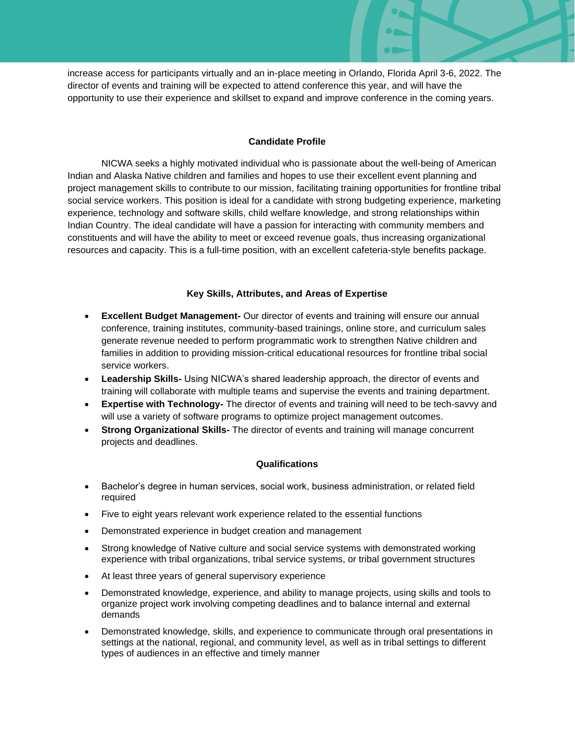increase access for participants virtually and an in-place meeting in Orlando, Florida April 3-6, 2022. The director of events and training will be expected to attend conference this year, and will have the opportunity to use their experience and skillset to expand and improve conference in the coming years.

### Candidate Profile

NICWA seeks a highly motivated individual who is passionate about the well-being of American Indian and Alaska Native children and families and hopes to use their excellent event planning and project management skills to contribute to our mission, facilitating training opportunities for frontline tribal social service workers. This position is ideal for a candidate with strong budgeting experience, marketing experience, technology and software skills, child welfare knowledge, and strong relationships within Indian Country. The ideal candidate will have a passion for interacting with community members and constituents and will have the ability to meet or exceed revenue goals, thus increasing organizational resources and capacity. This is a full-time position, with an excellent cafeteria-style benefits package.

### Key Skills, Attributes, and Areas of Expertise

- **Excellent Budget Management-** Our director of events and training will ensure our annual conference, training institutes, community-based trainings, online store, and curriculum sales generate revenue needed to perform programmatic work to strengthen Native children and families in addition to providing mission-critical educational resources for frontline tribal social service workers.
- **Leadership Skills-** Using NICWA's shared leadership approach, the director of events and training will collaborate with multiple teams and supervise the events and training department.
- **Expertise with Technology-** The director of events and training will need to be tech-savvy and will use a variety of software programs to optimize project management outcomes.
- **Strong Organizational Skills-** The director of events and training will manage concurrent projects and deadlines.

### Qualifications

- Bachelor's degree in human services, social work, business administration, or related field required
- Five to eight years relevant work experience related to the essential functions
- Demonstrated experience in budget creation and management
- Strong knowledge of Native culture and social service systems with demonstrated working experience with tribal organizations, tribal service systems, or tribal government structures
- At least three years of general supervisory experience
- Demonstrated knowledge, experience, and ability to manage projects, using skills and tools to organize project work involving competing deadlines and to balance internal and external demands
- Demonstrated knowledge, skills, and experience to communicate through oral presentations in settings at the national, regional, and community level, as well as in tribal settings to different types of audiences in an effective and timely manner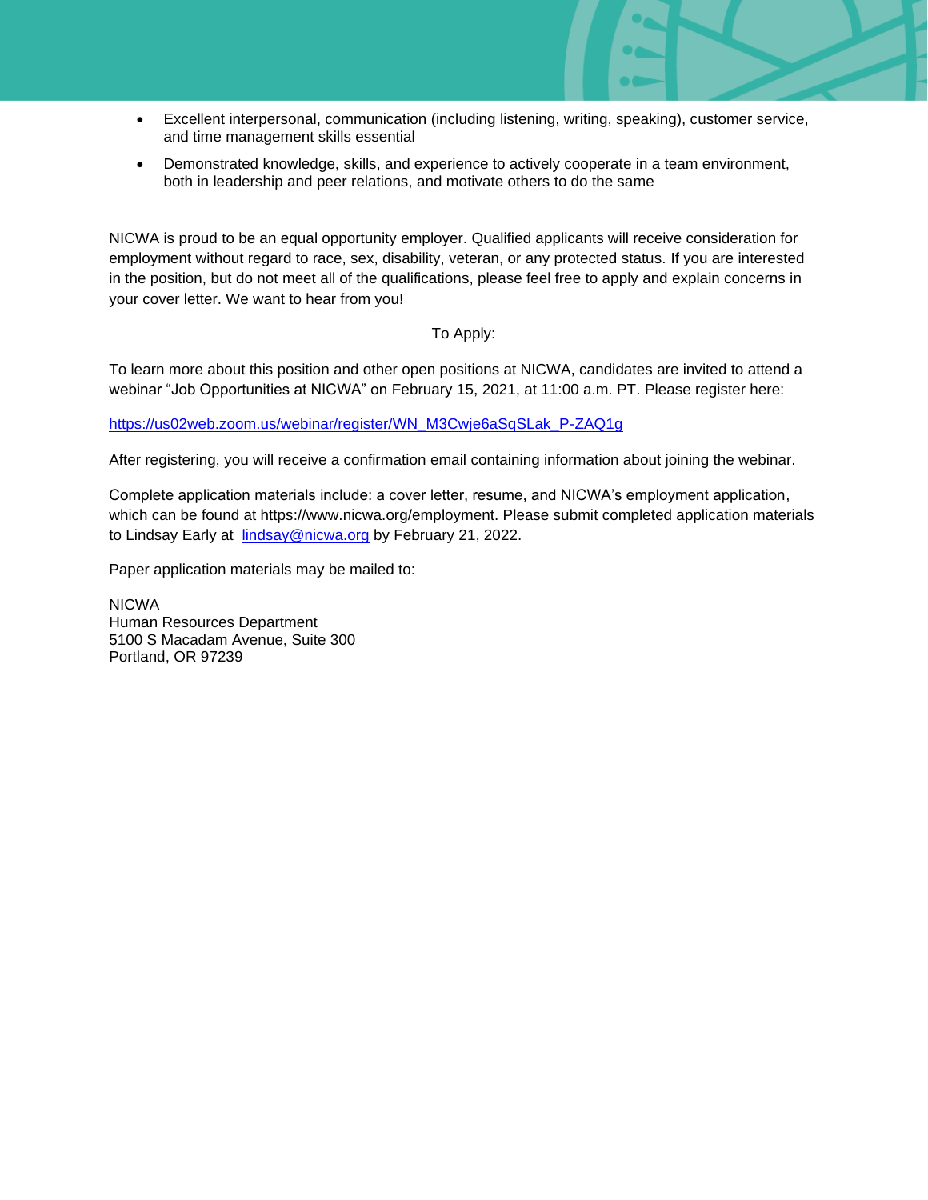- Excellent interpersonal, communication (including listening, writing, speaking), customer service, and time management skills essential
- Demonstrated knowledge, skills, and experience to actively cooperate in a team environment, both in leadership and peer relations, and motivate others to do the same

NICWA is proud to be an equal opportunity employer. Qualified applicants will receive consideration for employment without regard to race, sex, disability, veteran, or any protected status. If you are interested in the position, but do not meet all of the qualifications, please feel free to apply and explain concerns in your cover letter. We want to hear from you!

To Apply:

To learn more about this position and other open positions at NICWA, candidates are invited to attend a webinar "Job Opportunities at NICWA" on February 15, 2021, at 11:00 a.m. PT. Please register here:

[https://us02web.zoom.us/webinar/register/WN_M3Cwje6aSqSLak_P-ZAQ1g](https://us02web.zoom.us/webinar/register/WN_M3Cwje6aSqSLak_P-ZAQ1g)

After registering, you will receive a confirmation email containing information about joining the webinar.

Complete application materials include: a cover letter, resume, and NICWA's employment application, which can be found at https://www.nicwa.org/employment. Please submit completed application materials to Lindsay Early at [lindsay@nicwa.org](mailto:lindsay@nicwa.org) by February 21, 2022.

Paper application materials may be mailed to:

NICWA
Human Resources Department
5100 S Macadam Avenue, Suite 300
Portland, OR 97239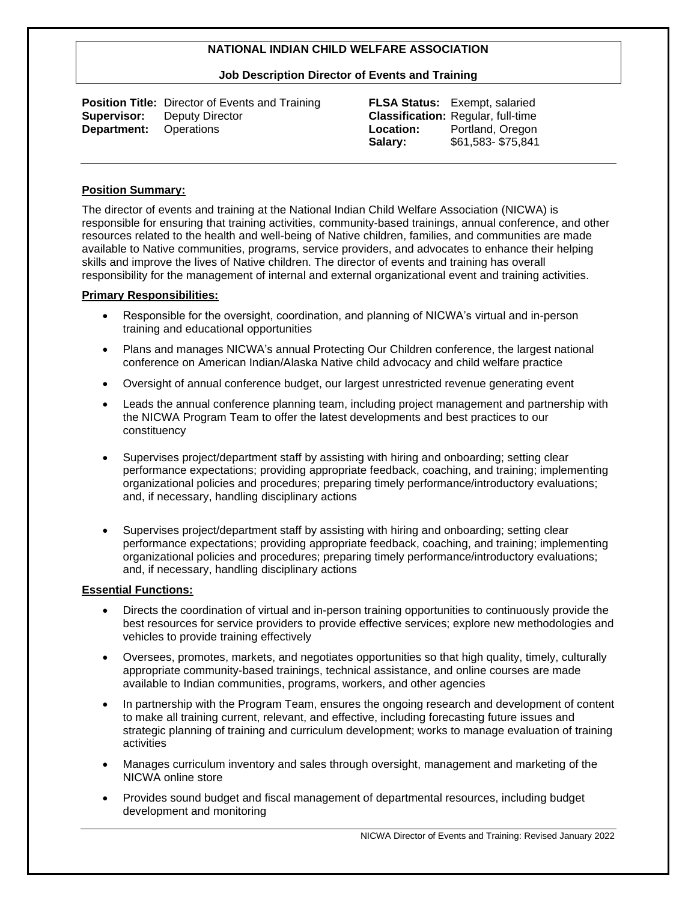**NATIONAL INDIAN CHILD WELFARE ASSOCIATION**

**Job Description Director of Events and Training**

**Position Title:** Director of Events and Training
**Supervisor:** Deputy Director
**Department:** Operations

**FLSA Status:** Exempt, salaried
**Classification:** Regular, full-time
**Location:** Portland, Oregon
**Salary:** $61,583- $75,841

---

**Position Summary:**

The director of events and training at the National Indian Child Welfare Association (NICWA) is responsible for ensuring that training activities, community-based trainings, annual conference, and other resources related to the health and well-being of Native children, families, and communities are made available to Native communities, programs, service providers, and advocates to enhance their helping skills and improve the lives of Native children. The director of events and training has overall responsibility for the management of internal and external organizational event and training activities.

**Primary Responsibilities:**

- Responsible for the oversight, coordination, and planning of NICWA's virtual and in-person training and educational opportunities
- Plans and manages NICWA's annual Protecting Our Children conference, the largest national conference on American Indian/Alaska Native child advocacy and child welfare practice
- Oversight of annual conference budget, our largest unrestricted revenue generating event
- Leads the annual conference planning team, including project management and partnership with the NICWA Program Team to offer the latest developments and best practices to our constituency
- Supervises project/department staff by assisting with hiring and onboarding; setting clear performance expectations; providing appropriate feedback, coaching, and training; implementing organizational policies and procedures; preparing timely performance/introductory evaluations; and, if necessary, handling disciplinary actions
- Supervises project/department staff by assisting with hiring and onboarding; setting clear performance expectations; providing appropriate feedback, coaching, and training; implementing organizational policies and procedures; preparing timely performance/introductory evaluations; and, if necessary, handling disciplinary actions

**Essential Functions:**

- Directs the coordination of virtual and in-person training opportunities to continuously provide the best resources for service providers to provide effective services; explore new methodologies and vehicles to provide training effectively
- Oversees, promotes, markets, and negotiates opportunities so that high quality, timely, culturally appropriate community-based trainings, technical assistance, and online courses are made available to Indian communities, programs, workers, and other agencies
- In partnership with the Program Team, ensures the ongoing research and development of content to make all training current, relevant, and effective, including forecasting future issues and strategic planning of training and curriculum development; works to manage evaluation of training activities
- Manages curriculum inventory and sales through oversight, management and marketing of the NICWA online store
- Provides sound budget and fiscal management of departmental resources, including budget development and monitoring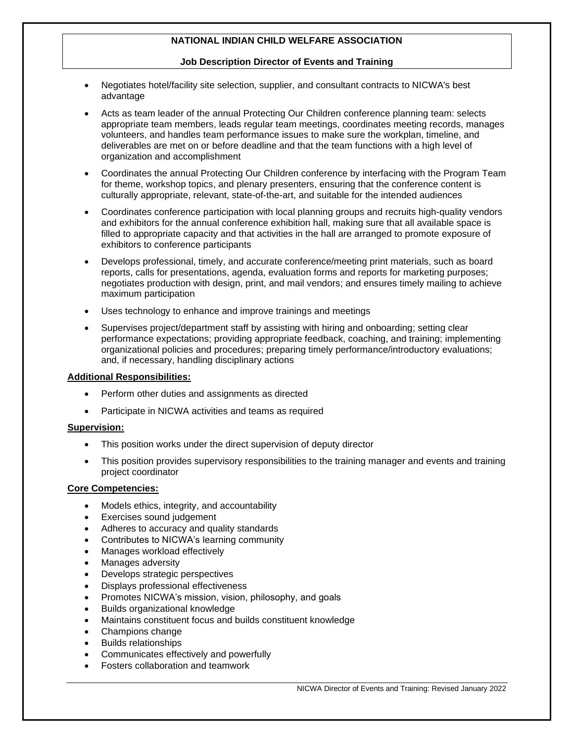- Negotiates hotel/facility site selection, supplier, and consultant contracts to NICWA's best advantage
- Acts as team leader of the annual Protecting Our Children conference planning team: selects appropriate team members, leads regular team meetings, coordinates meeting records, manages volunteers, and handles team performance issues to make sure the workplan, timeline, and deliverables are met on or before deadline and that the team functions with a high level of organization and accomplishment
- Coordinates the annual Protecting Our Children conference by interfacing with the Program Team for theme, workshop topics, and plenary presenters, ensuring that the conference content is culturally appropriate, relevant, state-of-the-art, and suitable for the intended audiences
- Coordinates conference participation with local planning groups and recruits high-quality vendors and exhibitors for the annual conference exhibition hall, making sure that all available space is filled to appropriate capacity and that activities in the hall are arranged to promote exposure of exhibitors to conference participants
- Develops professional, timely, and accurate conference/meeting print materials, such as board reports, calls for presentations, agenda, evaluation forms and reports for marketing purposes; negotiates production with design, print, and mail vendors; and ensures timely mailing to achieve maximum participation
- Uses technology to enhance and improve trainings and meetings
- Supervises project/department staff by assisting with hiring and onboarding; setting clear performance expectations; providing appropriate feedback, coaching, and training; implementing organizational policies and procedures; preparing timely performance/introductory evaluations; and, if necessary, handling disciplinary actions

**Additional Responsibilities:**

- Perform other duties and assignments as directed
- Participate in NICWA activities and teams as required

**Supervision:**

- This position works under the direct supervision of deputy director
- This position provides supervisory responsibilities to the training manager and events and training project coordinator

**Core Competencies:**

- Models ethics, integrity, and accountability
- Exercises sound judgement
- Adheres to accuracy and quality standards
- Contributes to NICWA's learning community
- Manages workload effectively
- Manages adversity
- Develops strategic perspectives
- Displays professional effectiveness
- Promotes NICWA's mission, vision, philosophy, and goals
- Builds organizational knowledge
- Maintains constituent focus and builds constituent knowledge
- Champions change
- Builds relationships
- Communicates effectively and powerfully
- Fosters collaboration and teamwork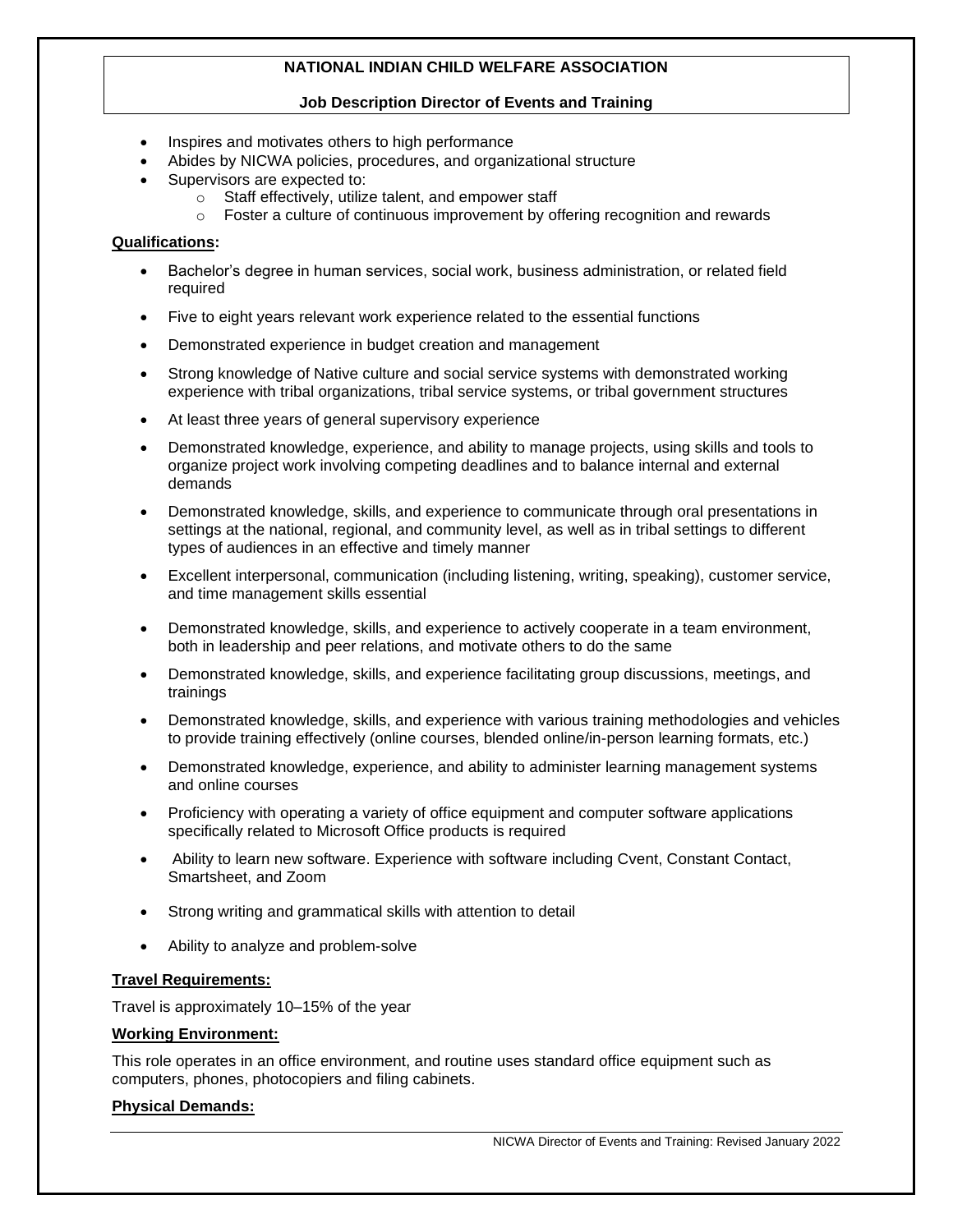- Inspires and motivates others to high performance
- Abides by NICWA policies, procedures, and organizational structure
- Supervisors are expected to:
    - Staff effectively, utilize talent, and empower staff
    - Foster a culture of continuous improvement by offering recognition and rewards

**Qualifications:**

- Bachelor's degree in human services, social work, business administration, or related field required
- Five to eight years relevant work experience related to the essential functions
- Demonstrated experience in budget creation and management
- Strong knowledge of Native culture and social service systems with demonstrated working experience with tribal organizations, tribal service systems, or tribal government structures
- At least three years of general supervisory experience
- Demonstrated knowledge, experience, and ability to manage projects, using skills and tools to organize project work involving competing deadlines and to balance internal and external demands
- Demonstrated knowledge, skills, and experience to communicate through oral presentations in settings at the national, regional, and community level, as well as in tribal settings to different types of audiences in an effective and timely manner
- Excellent interpersonal, communication (including listening, writing, speaking), customer service, and time management skills essential
- Demonstrated knowledge, skills, and experience to actively cooperate in a team environment, both in leadership and peer relations, and motivate others to do the same
- Demonstrated knowledge, skills, and experience facilitating group discussions, meetings, and trainings
- Demonstrated knowledge, skills, and experience with various training methodologies and vehicles to provide training effectively (online courses, blended online/in-person learning formats, etc.)
- Demonstrated knowledge, experience, and ability to administer learning management systems and online courses
- Proficiency with operating a variety of office equipment and computer software applications specifically related to Microsoft Office products is required
- Ability to learn new software. Experience with software including Cvent, Constant Contact, Smartsheet, and Zoom
- Strong writing and grammatical skills with attention to detail
- Ability to analyze and problem-solve

**Travel Requirements:**

Travel is approximately 10–15% of the year

**Working Environment:**

This role operates in an office environment, and routine uses standard office equipment such as computers, phones, photocopiers and filing cabinets.

**Physical Demands:**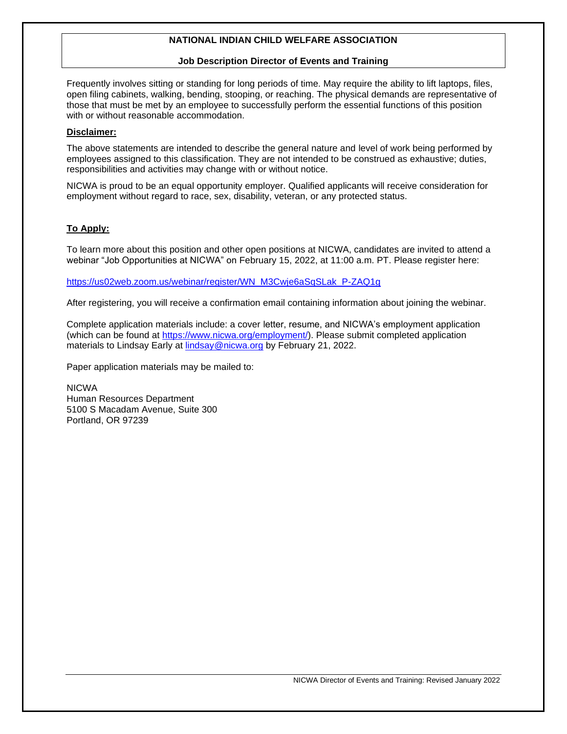Frequently involves sitting or standing for long periods of time. May require the ability to lift laptops, files, open filing cabinets, walking, bending, stooping, or reaching. The physical demands are representative of those that must be met by an employee to successfully perform the essential functions of this position with or without reasonable accommodation.

**Disclaimer:**

The above statements are intended to describe the general nature and level of work being performed by employees assigned to this classification. They are not intended to be construed as exhaustive; duties, responsibilities and activities may change with or without notice.

NICWA is proud to be an equal opportunity employer. Qualified applicants will receive consideration for employment without regard to race, sex, disability, veteran, or any protected status.

**To Apply:**

To learn more about this position and other open positions at NICWA, candidates are invited to attend a webinar "Job Opportunities at NICWA" on February 15, 2022, at 11:00 a.m. PT. Please register here:

https://us02web.zoom.us/webinar/register/WN_M3Cwje6aSqSLak_P-ZAQ1g

After registering, you will receive a confirmation email containing information about joining the webinar.

Complete application materials include: a cover letter, resume, and NICWA's employment application (which can be found at https://www.nicwa.org/employment/). Please submit completed application materials to Lindsay Early at lindsay@nicwa.org by February 21, 2022.

Paper application materials may be mailed to:

NICWA
Human Resources Department
5100 S Macadam Avenue, Suite 300
Portland, OR 97239